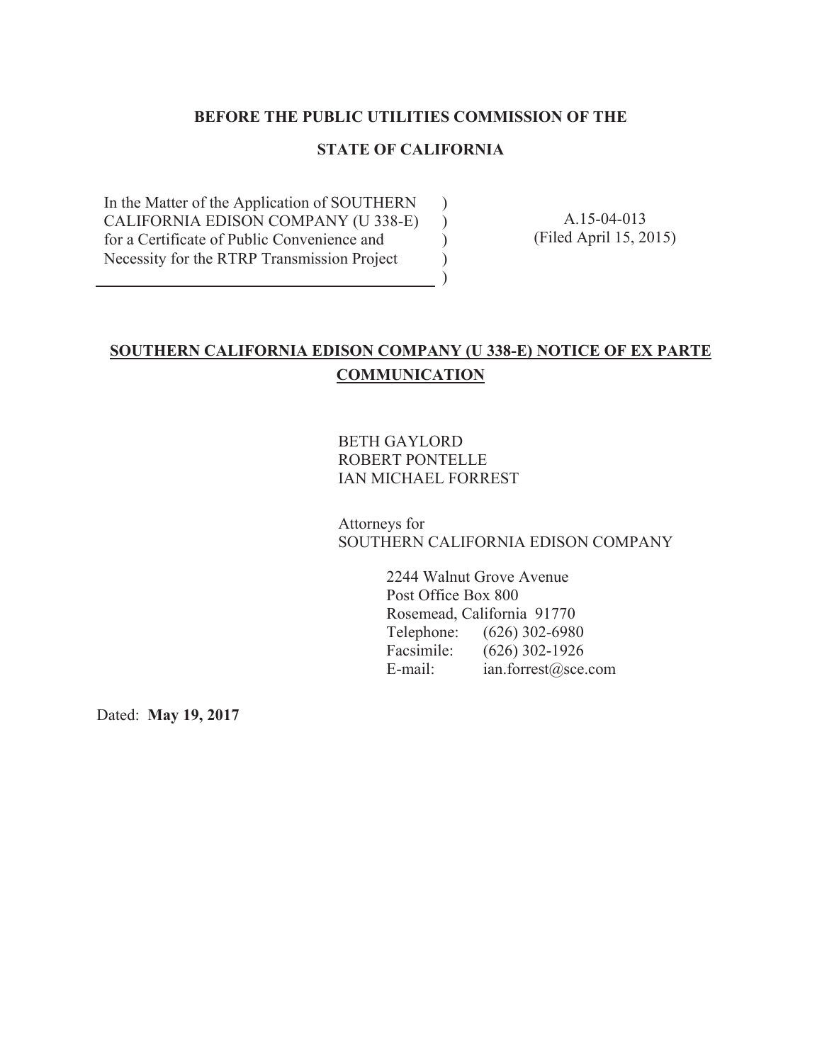**BEFORE THE PUBLIC UTILITIES COMMISSION OF THE**

**STATE OF CALIFORNIA**

| | | |
|---|---|---|
| In the Matter of the Application of SOUTHERN CALIFORNIA EDISON COMPANY (U 338-E) for a Certificate of Public Convenience and Necessity for the RTRP Transmission Project | ) ) ) ) ) | A.15-04-013 (Filed April 15, 2015) |

**SOUTHERN CALIFORNIA EDISON COMPANY (U 338-E) NOTICE OF EX PARTE COMMUNICATION**

BETH GAYLORD
ROBERT PONTELLE
IAN MICHAEL FORREST

Attorneys for
SOUTHERN CALIFORNIA EDISON COMPANY

2244 Walnut Grove Avenue
Post Office Box 800
Rosemead, California 91770
Telephone: (626) 302-6980
Facsimile: (626) 302-1926
E-mail: ian.forrest@sce.com

Dated: **May 19, 2017**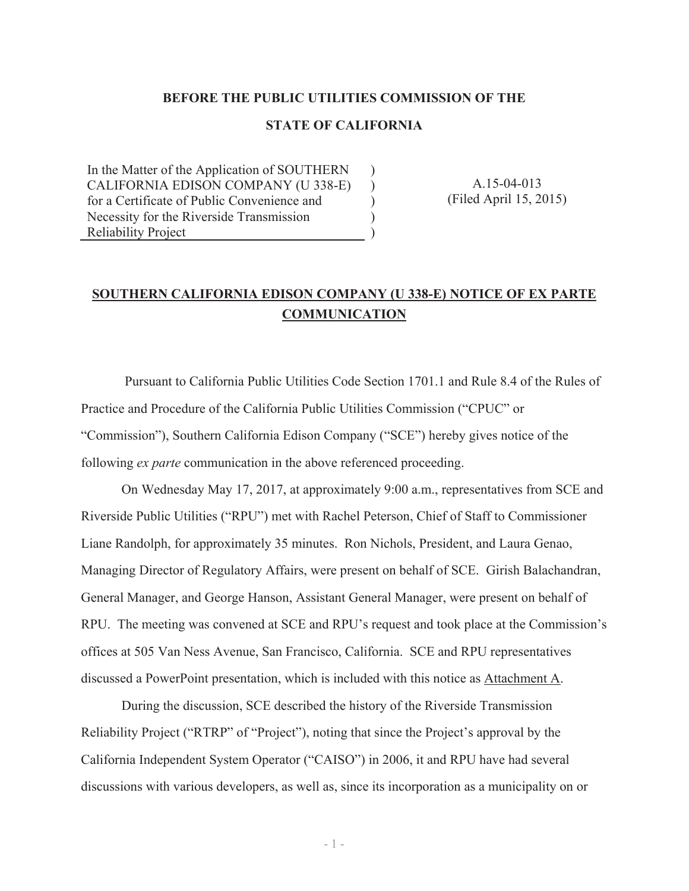**BEFORE THE PUBLIC UTILITIES COMMISSION OF THE**

**STATE OF CALIFORNIA**

| In the Matter of the Application of SOUTHERN CALIFORNIA EDISON COMPANY (U 338-E) for a Certificate of Public Convenience and Necessity for the Riverside Transmission Reliability Project | ) ) ) ) ) | A.15-04-013 (Filed April 15, 2015) |
|---|---|---|

**SOUTHERN CALIFORNIA EDISON COMPANY (U 338-E) NOTICE OF EX PARTE COMMUNICATION**

Pursuant to California Public Utilities Code Section 1701.1 and Rule 8.4 of the Rules of Practice and Procedure of the California Public Utilities Commission ("CPUC" or "Commission"), Southern California Edison Company ("SCE") hereby gives notice of the following *ex parte* communication in the above referenced proceeding.

On Wednesday May 17, 2017, at approximately 9:00 a.m., representatives from SCE and Riverside Public Utilities ("RPU") met with Rachel Peterson, Chief of Staff to Commissioner Liane Randolph, for approximately 35 minutes. Ron Nichols, President, and Laura Genao, Managing Director of Regulatory Affairs, were present on behalf of SCE. Girish Balachandran, General Manager, and George Hanson, Assistant General Manager, were present on behalf of RPU. The meeting was convened at SCE and RPU's request and took place at the Commission's offices at 505 Van Ness Avenue, San Francisco, California. SCE and RPU representatives discussed a PowerPoint presentation, which is included with this notice as Attachment A.

During the discussion, SCE described the history of the Riverside Transmission Reliability Project ("RTRP" of "Project"), noting that since the Project's approval by the California Independent System Operator ("CAISO") in 2006, it and RPU have had several discussions with various developers, as well as, since its incorporation as a municipality on or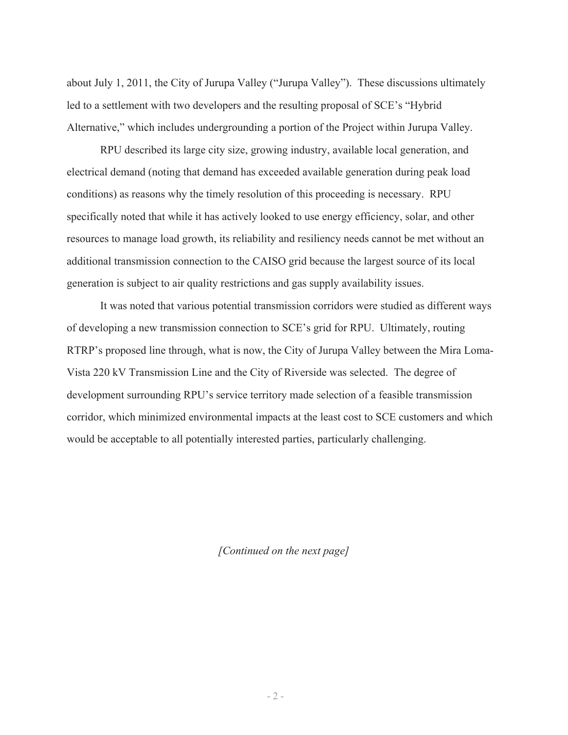about July 1, 2011, the City of Jurupa Valley ("Jurupa Valley"). These discussions ultimately led to a settlement with two developers and the resulting proposal of SCE's "Hybrid Alternative," which includes undergrounding a portion of the Project within Jurupa Valley.

RPU described its large city size, growing industry, available local generation, and electrical demand (noting that demand has exceeded available generation during peak load conditions) as reasons why the timely resolution of this proceeding is necessary. RPU specifically noted that while it has actively looked to use energy efficiency, solar, and other resources to manage load growth, its reliability and resiliency needs cannot be met without an additional transmission connection to the CAISO grid because the largest source of its local generation is subject to air quality restrictions and gas supply availability issues.

It was noted that various potential transmission corridors were studied as different ways of developing a new transmission connection to SCE's grid for RPU. Ultimately, routing RTRP's proposed line through, what is now, the City of Jurupa Valley between the Mira Loma-Vista 220 kV Transmission Line and the City of Riverside was selected. The degree of development surrounding RPU's service territory made selection of a feasible transmission corridor, which minimized environmental impacts at the least cost to SCE customers and which would be acceptable to all potentially interested parties, particularly challenging.

*[Continued on the next page]*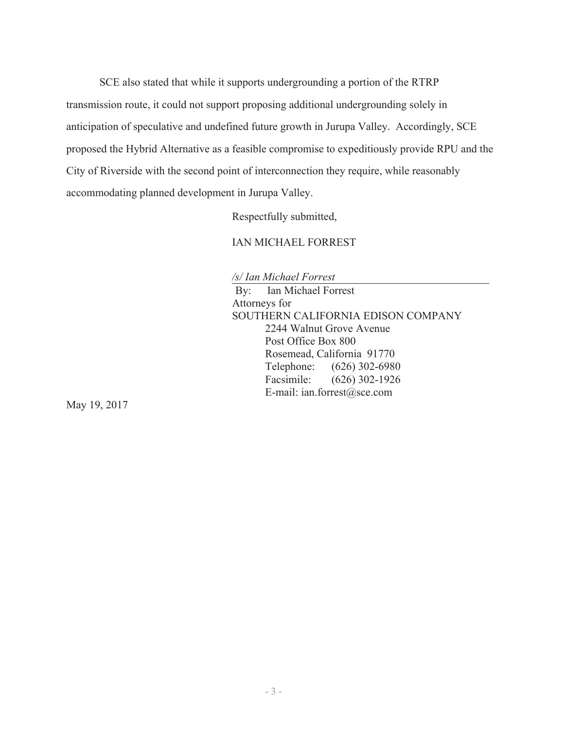SCE also stated that while it supports undergrounding a portion of the RTRP transmission route, it could not support proposing additional undergrounding solely in anticipation of speculative and undefined future growth in Jurupa Valley. Accordingly, SCE proposed the Hybrid Alternative as a feasible compromise to expeditiously provide RPU and the City of Riverside with the second point of interconnection they require, while reasonably accommodating planned development in Jurupa Valley.

Respectfully submitted,

IAN MICHAEL FORREST

*/s/ Ian Michael Forrest*

By: Ian Michael Forrest
Attorneys for
SOUTHERN CALIFORNIA EDISON COMPANY
2244 Walnut Grove Avenue
Post Office Box 800
Rosemead, California 91770
Telephone: (626) 302-6980
Facsimile: (626) 302-1926
E-mail: ian.forrest@sce.com

May 19, 2017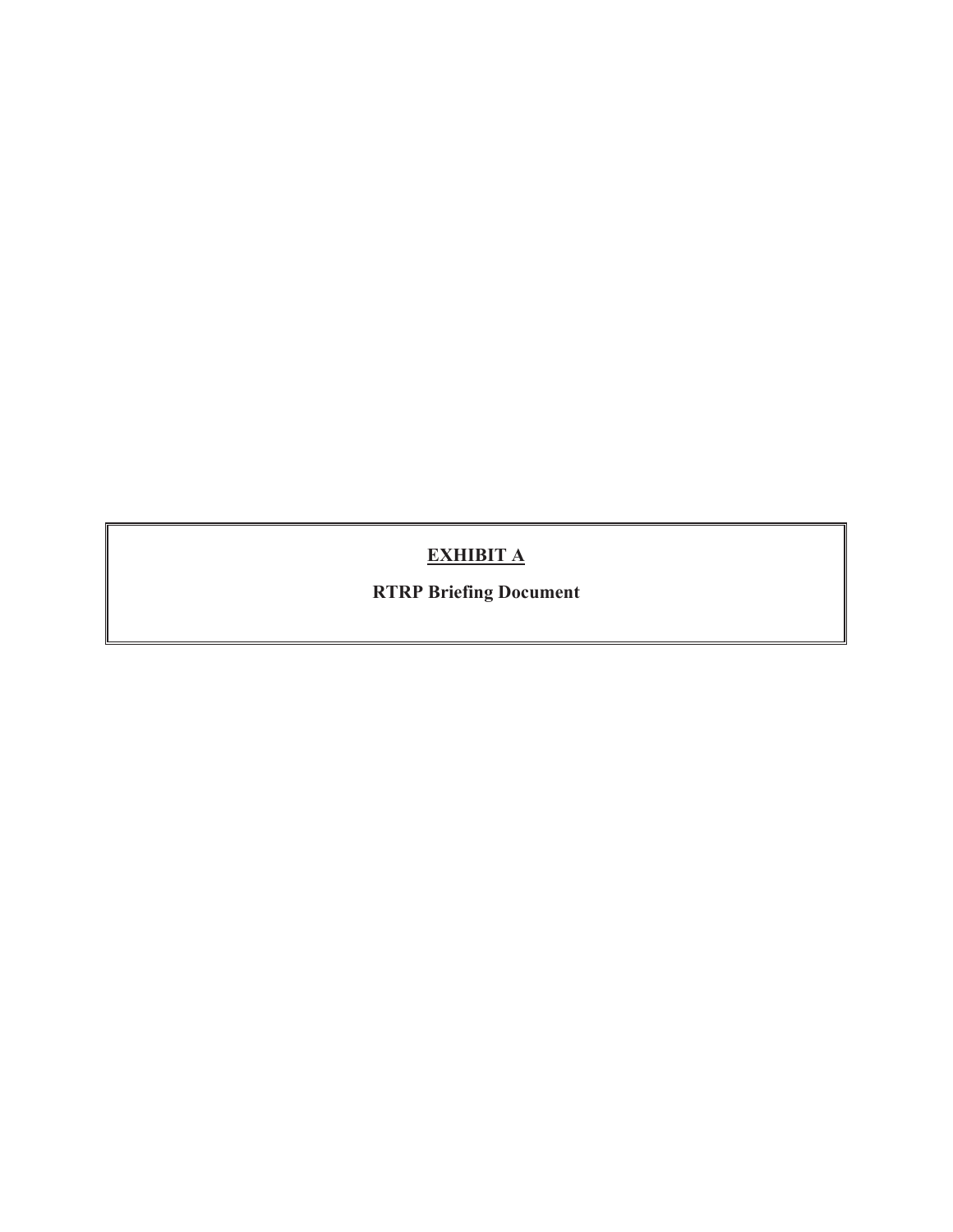**EXHIBIT A**

**RTRP Briefing Document**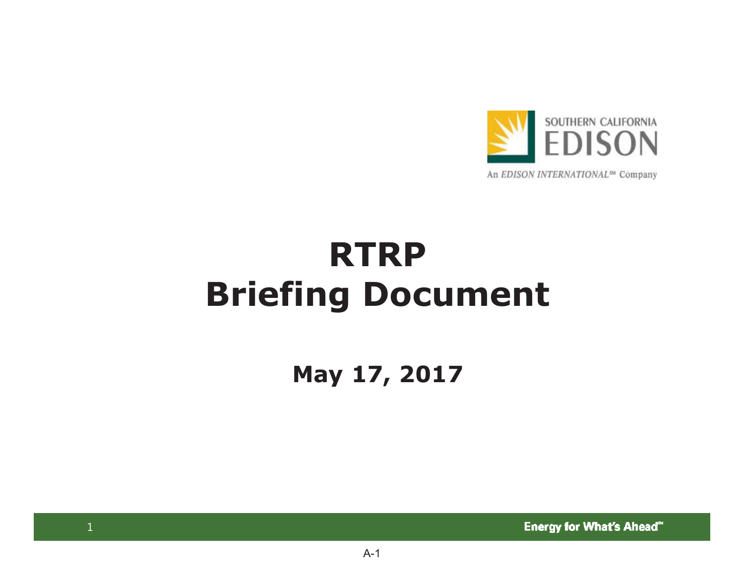SOUTHERN CALIFORNIA EDISON

An EDISON INTERNATIONAL℠ Company

# RTRP Briefing Document

**May 17, 2017**

A-1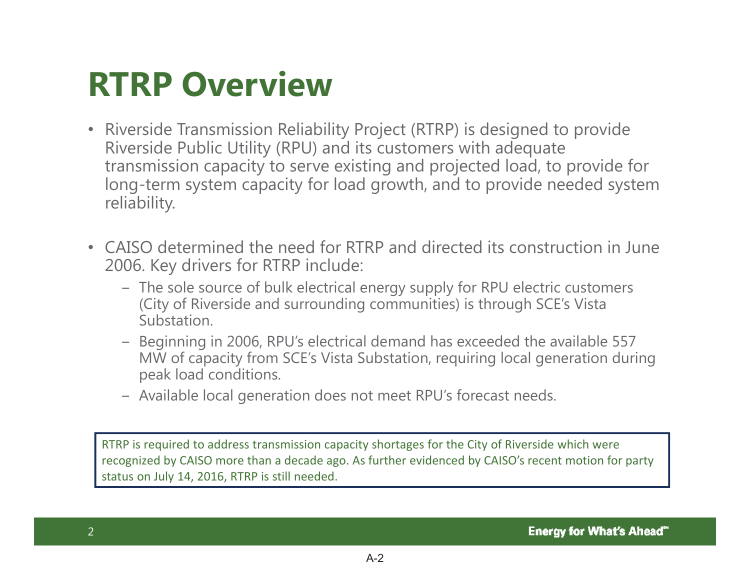# RTRP Overview

- Riverside Transmission Reliability Project (RTRP) is designed to provide Riverside Public Utility (RPU) and its customers with adequate transmission capacity to serve existing and projected load, to provide for long-term system capacity for load growth, and to provide needed system reliability.

- CAISO determined the need for RTRP and directed its construction in June 2006. Key drivers for RTRP include:
  - The sole source of bulk electrical energy supply for RPU electric customers (City of Riverside and surrounding communities) is through SCE's Vista Substation.
  - Beginning in 2006, RPU's electrical demand has exceeded the available 557 MW of capacity from SCE's Vista Substation, requiring local generation during peak load conditions.
  - Available local generation does not meet RPU's forecast needs.

RTRP is required to address transmission capacity shortages for the City of Riverside which were recognized by CAISO more than a decade ago. As further evidenced by CAISO's recent motion for party status on July 14, 2016, RTRP is still needed.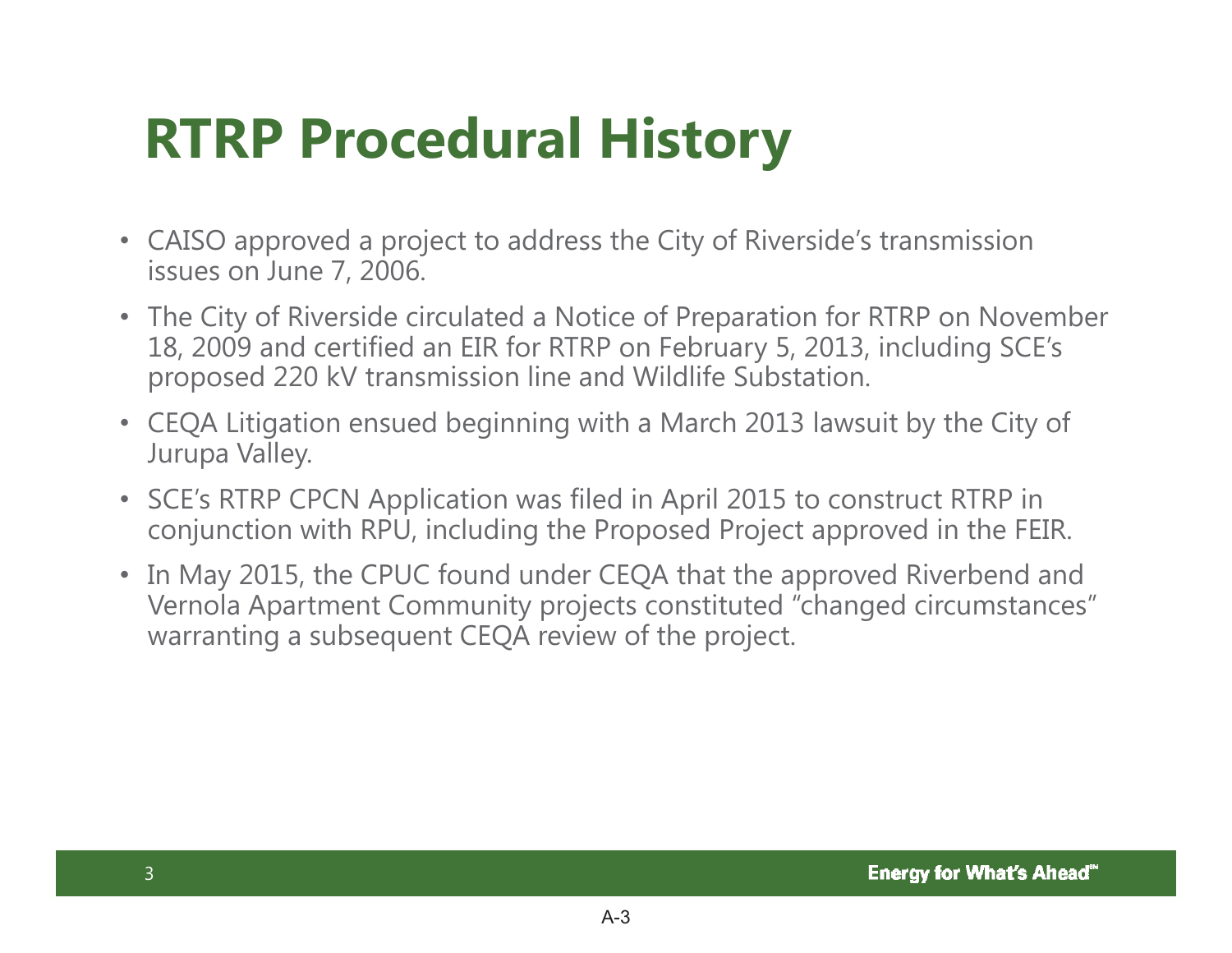# RTRP Procedural History

- CAISO approved a project to address the City of Riverside's transmission issues on June 7, 2006.
- The City of Riverside circulated a Notice of Preparation for RTRP on November 18, 2009 and certified an EIR for RTRP on February 5, 2013, including SCE's proposed 220 kV transmission line and Wildlife Substation.
- CEQA Litigation ensued beginning with a March 2013 lawsuit by the City of Jurupa Valley.
- SCE's RTRP CPCN Application was filed in April 2015 to construct RTRP in conjunction with RPU, including the Proposed Project approved in the FEIR.
- In May 2015, the CPUC found under CEQA that the approved Riverbend and Vernola Apartment Community projects constituted "changed circumstances" warranting a subsequent CEQA review of the project.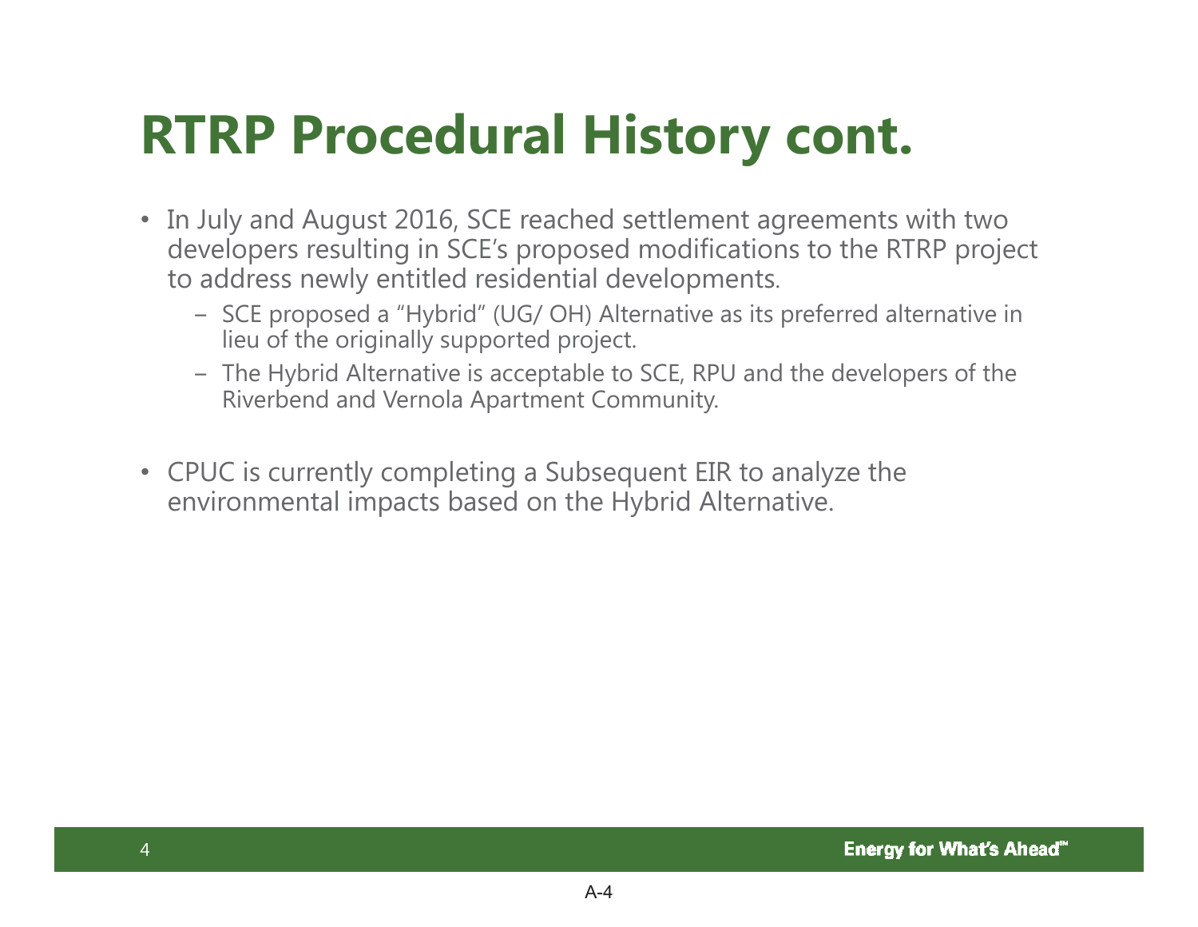# RTRP Procedural History cont.

- In July and August 2016, SCE reached settlement agreements with two developers resulting in SCE's proposed modifications to the RTRP project to address newly entitled residential developments.
  - SCE proposed a "Hybrid" (UG/ OH) Alternative as its preferred alternative in lieu of the originally supported project.
  - The Hybrid Alternative is acceptable to SCE, RPU and the developers of the Riverbend and Vernola Apartment Community.
- CPUC is currently completing a Subsequent EIR to analyze the environmental impacts based on the Hybrid Alternative.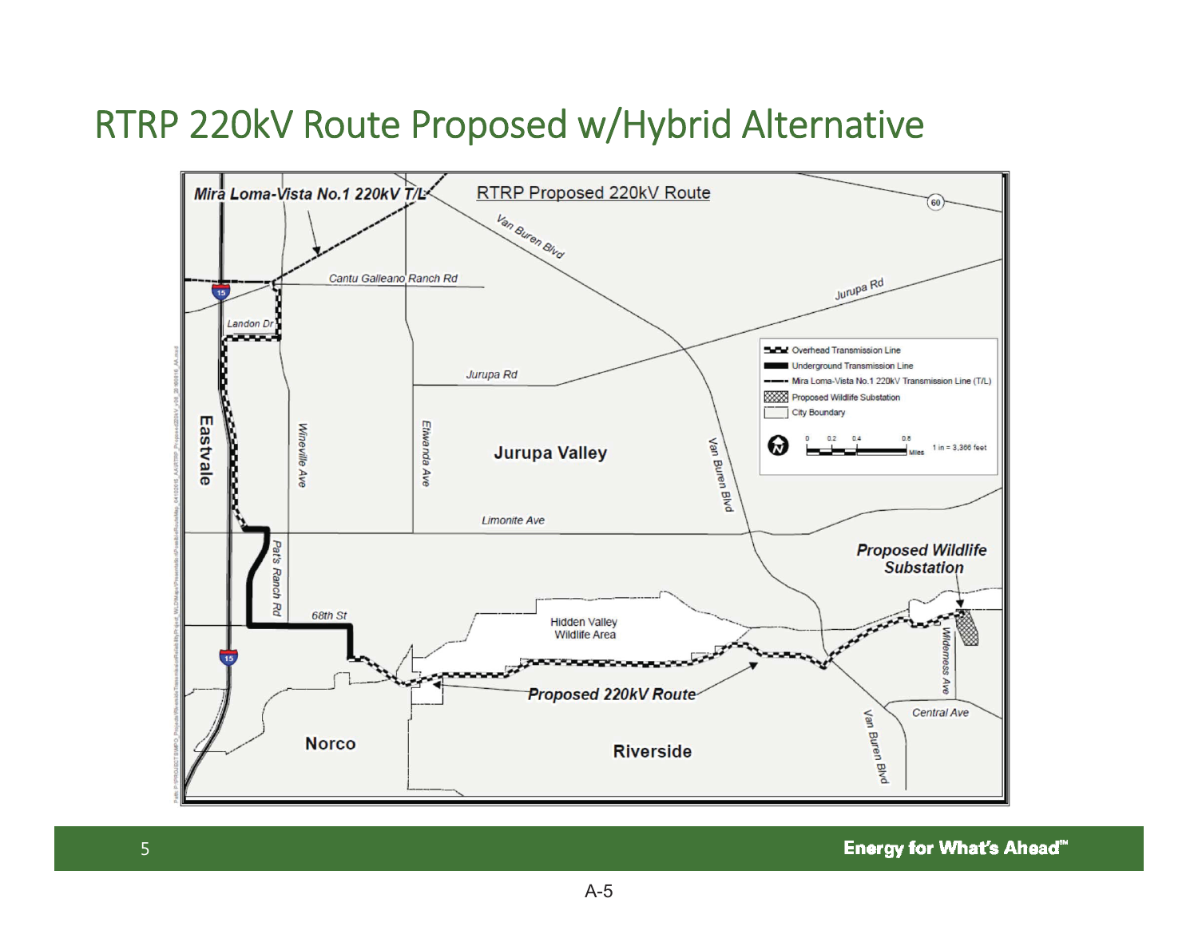# RTRP 220kV Route Proposed w/Hybrid Alternative

RTRP Proposed 220kV Route

Mira Loma-Vista No.1 220kV T/L

Cantu Galleano Ranch Rd

Van Buren Blvd

Jurupa Rd

Landon Dr

Jurupa Rd

Eastvale

Wineville Ave

Etiwanda Ave

Jurupa Valley

Van Buren Blvd

Limonite Ave

Pat's Ranch Rd

68th St

Hidden Valley Wildlife Area

Proposed Wildlife Substation

Proposed 220kV Route

Wilderness Ave

Central Ave

Van Buren Blvd

Norco

Riverside

- Overhead Transmission Line
- Underground Transmission Line
- Mira Loma-Vista No.1 220kV Transmission Line (T/L)
- Proposed Wildlife Substation
- City Boundary

0 0.2 0.4 0.8 Miles — 1 in = 3,366 feet

A-5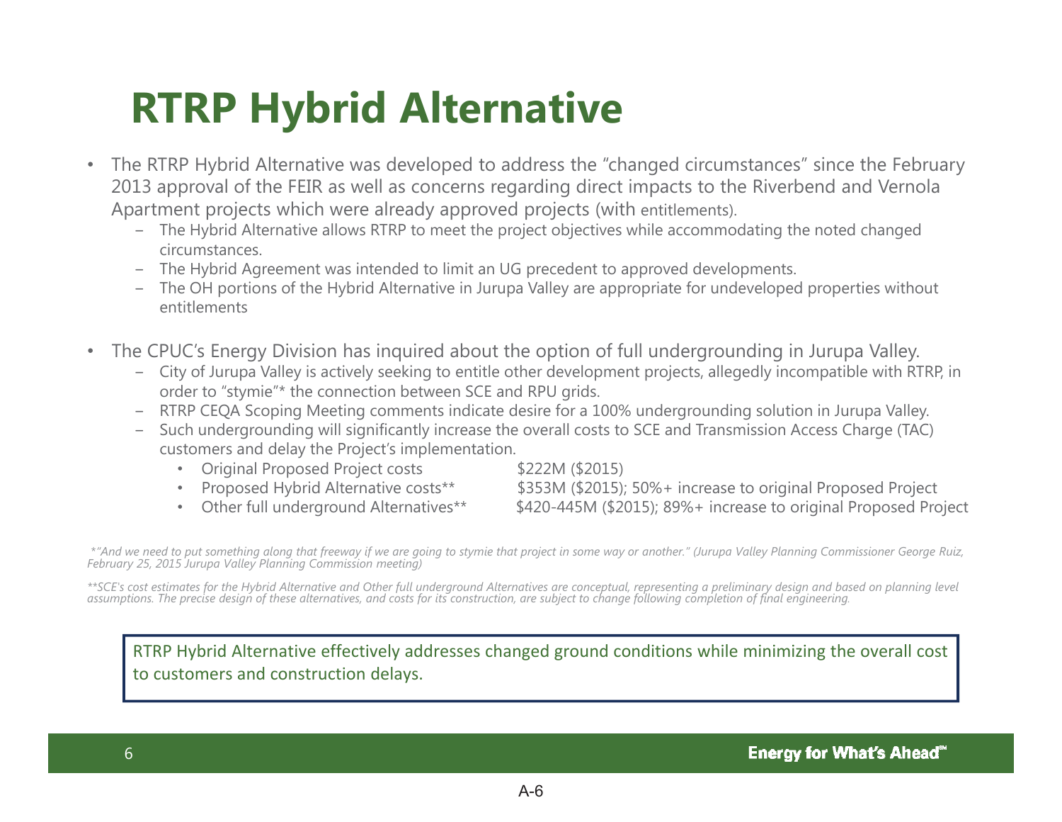# RTRP Hybrid Alternative

- The RTRP Hybrid Alternative was developed to address the "changed circumstances" since the February 2013 approval of the FEIR as well as concerns regarding direct impacts to the Riverbend and Vernola Apartment projects which were already approved projects (with entitlements).
  - The Hybrid Alternative allows RTRP to meet the project objectives while accommodating the noted changed circumstances.
  - The Hybrid Agreement was intended to limit an UG precedent to approved developments.
  - The OH portions of the Hybrid Alternative in Jurupa Valley are appropriate for undeveloped properties without entitlements

- The CPUC's Energy Division has inquired about the option of full undergrounding in Jurupa Valley.
  - City of Jurupa Valley is actively seeking to entitle other development projects, allegedly incompatible with RTRP, in order to "stymie"* the connection between SCE and RPU grids.
  - RTRP CEQA Scoping Meeting comments indicate desire for a 100% undergrounding solution in Jurupa Valley.
  - Such undergrounding will significantly increase the overall costs to SCE and Transmission Access Charge (TAC) customers and delay the Project's implementation.
    - Original Proposed Project costs — $222M ($2015)
    - Proposed Hybrid Alternative costs** — $353M ($2015); 50%+ increase to original Proposed Project
    - Other full underground Alternatives** — $420-445M ($2015); 89%+ increase to original Proposed Project

*"And we need to put something along that freeway if we are going to stymie that project in some way or another." (Jurupa Valley Planning Commissioner George Ruiz, February 25, 2015 Jurupa Valley Planning Commission meeting)*

***SCE's cost estimates for the Hybrid Alternative and Other full underground Alternatives are conceptual, representing a preliminary design and based on planning level assumptions. The precise design of these alternatives, and costs for its construction, are subject to change following completion of final engineering.*

RTRP Hybrid Alternative effectively addresses changed ground conditions while minimizing the overall cost to customers and construction delays.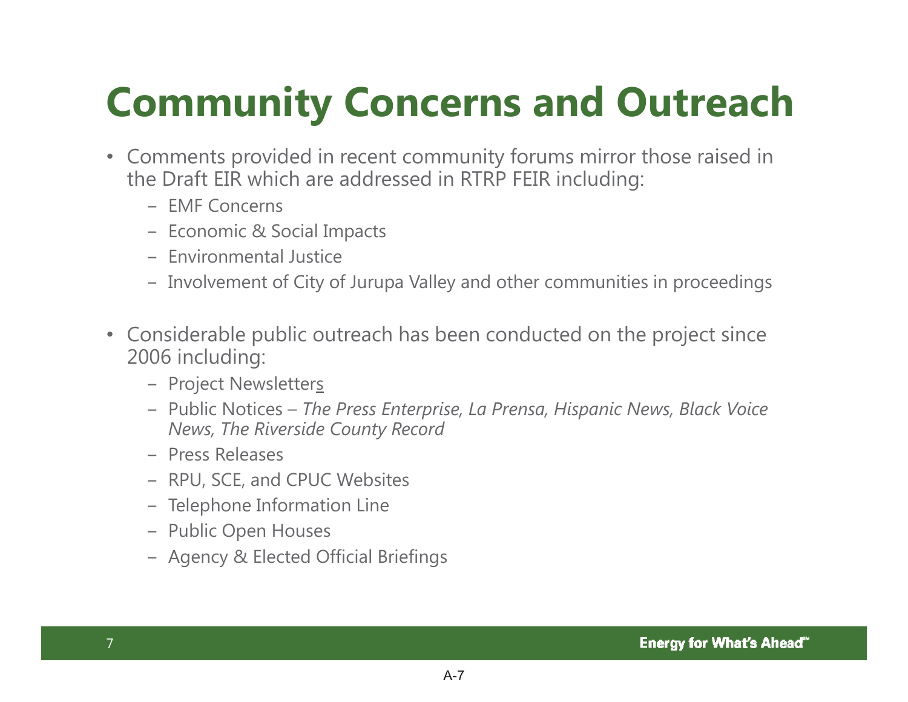# Community Concerns and Outreach

- Comments provided in recent community forums mirror those raised in the Draft EIR which are addressed in RTRP FEIR including:
  - EMF Concerns
  - Economic & Social Impacts
  - Environmental Justice
  - Involvement of City of Jurupa Valley and other communities in proceedings

- Considerable public outreach has been conducted on the project since 2006 including:
  - Project Newsletters
  - Public Notices – *The Press Enterprise, La Prensa, Hispanic News, Black Voice News, The Riverside County Record*
  - Press Releases
  - RPU, SCE, and CPUC Websites
  - Telephone Information Line
  - Public Open Houses
  - Agency & Elected Official Briefings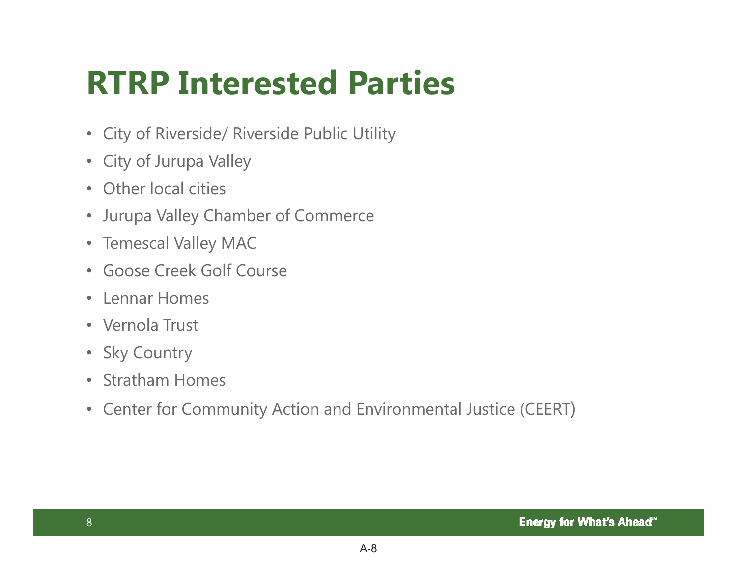# RTRP Interested Parties

- City of Riverside/ Riverside Public Utility
- City of Jurupa Valley
- Other local cities
- Jurupa Valley Chamber of Commerce
- Temescal Valley MAC
- Goose Creek Golf Course
- Lennar Homes
- Vernola Trust
- Sky Country
- Stratham Homes
- Center for Community Action and Environmental Justice (CEERT)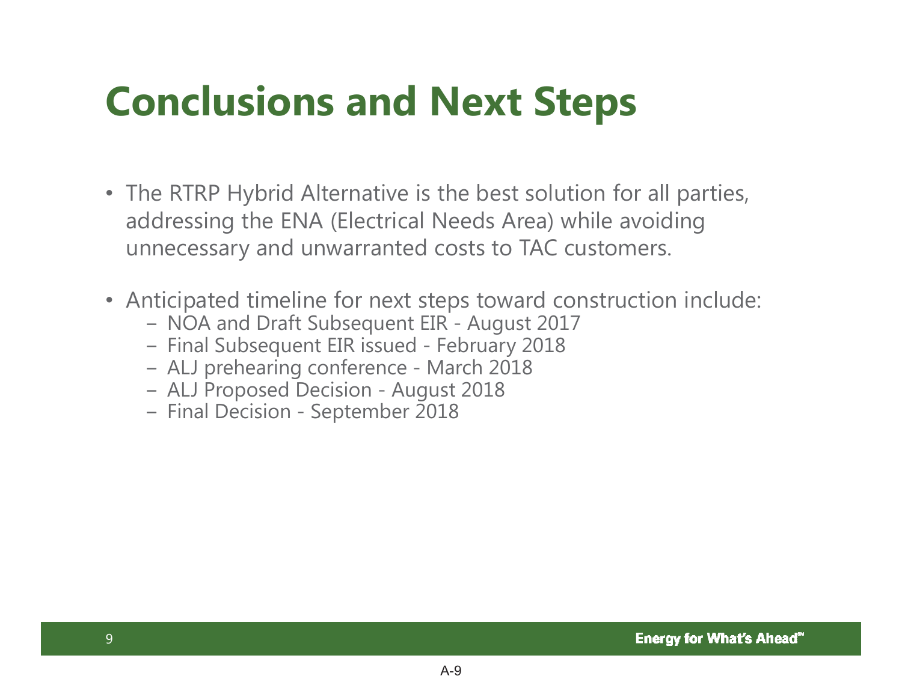# Conclusions and Next Steps

- The RTRP Hybrid Alternative is the best solution for all parties, addressing the ENA (Electrical Needs Area) while avoiding unnecessary and unwarranted costs to TAC customers.
- Anticipated timeline for next steps toward construction include:
  - NOA and Draft Subsequent EIR - August 2017
  - Final Subsequent EIR issued - February 2018
  - ALJ prehearing conference - March 2018
  - ALJ Proposed Decision - August 2018
  - Final Decision - September 2018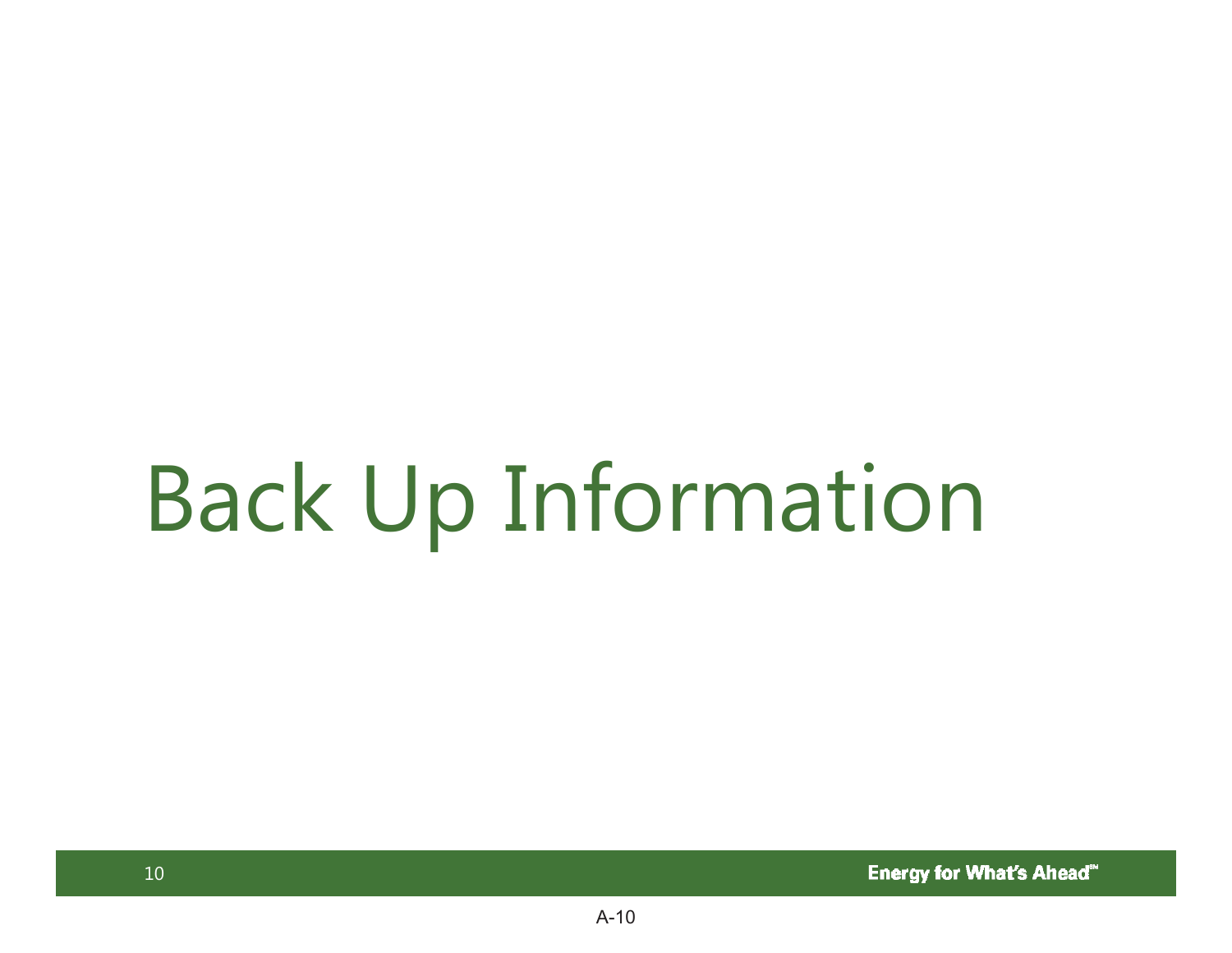# Back Up Information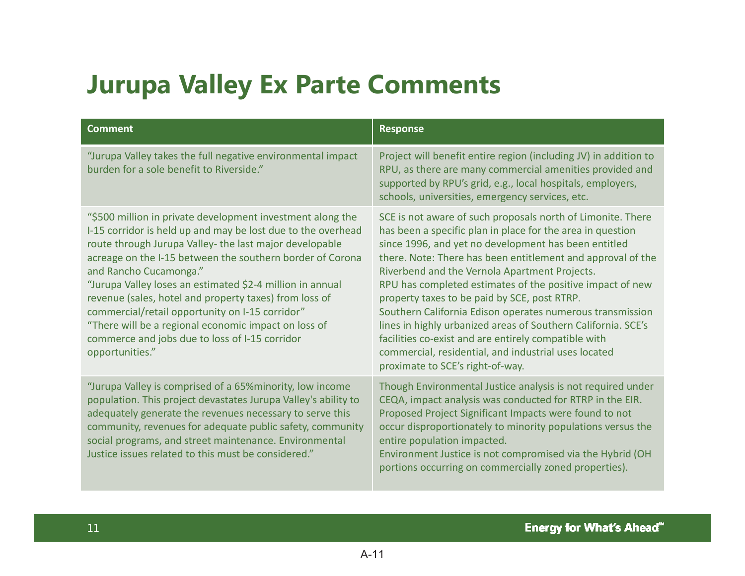# Jurupa Valley Ex Parte Comments

| Comment | Response |
| --- | --- |
| "Jurupa Valley takes the full negative environmental impact burden for a sole benefit to Riverside." | Project will benefit entire region (including JV) in addition to RPU, as there are many commercial amenities provided and supported by RPU's grid, e.g., local hospitals, employers, schools, universities, emergency services, etc. |
| "$500 million in private development investment along the I-15 corridor is held up and may be lost due to the overhead route through Jurupa Valley- the last major developable acreage on the I-15 between the southern border of Corona and Rancho Cucamonga."<br>"Jurupa Valley loses an estimated $2-4 million in annual revenue (sales, hotel and property taxes) from loss of commercial/retail opportunity on I-15 corridor"<br>"There will be a regional economic impact on loss of commerce and jobs due to loss of I-15 corridor opportunities." | SCE is not aware of such proposals north of Limonite. There has been a specific plan in place for the area in question since 1996, and yet no development has been entitled there. Note: There has been entitlement and approval of the Riverbend and the Vernola Apartment Projects.<br>RPU has completed estimates of the positive impact of new property taxes to be paid by SCE, post RTRP.<br>Southern California Edison operates numerous transmission lines in highly urbanized areas of Southern California. SCE's facilities co-exist and are entirely compatible with commercial, residential, and industrial uses located proximate to SCE's right-of-way. |
| "Jurupa Valley is comprised of a 65%minority, low income population. This project devastates Jurupa Valley's ability to adequately generate the revenues necessary to serve this community, revenues for adequate public safety, community social programs, and street maintenance. Environmental Justice issues related to this must be considered." | Though Environmental Justice analysis is not required under CEQA, impact analysis was conducted for RTRP in the EIR. Proposed Project Significant Impacts were found to not occur disproportionately to minority populations versus the entire population impacted.<br>Environment Justice is not compromised via the Hybrid (OH portions occurring on commercially zoned properties). |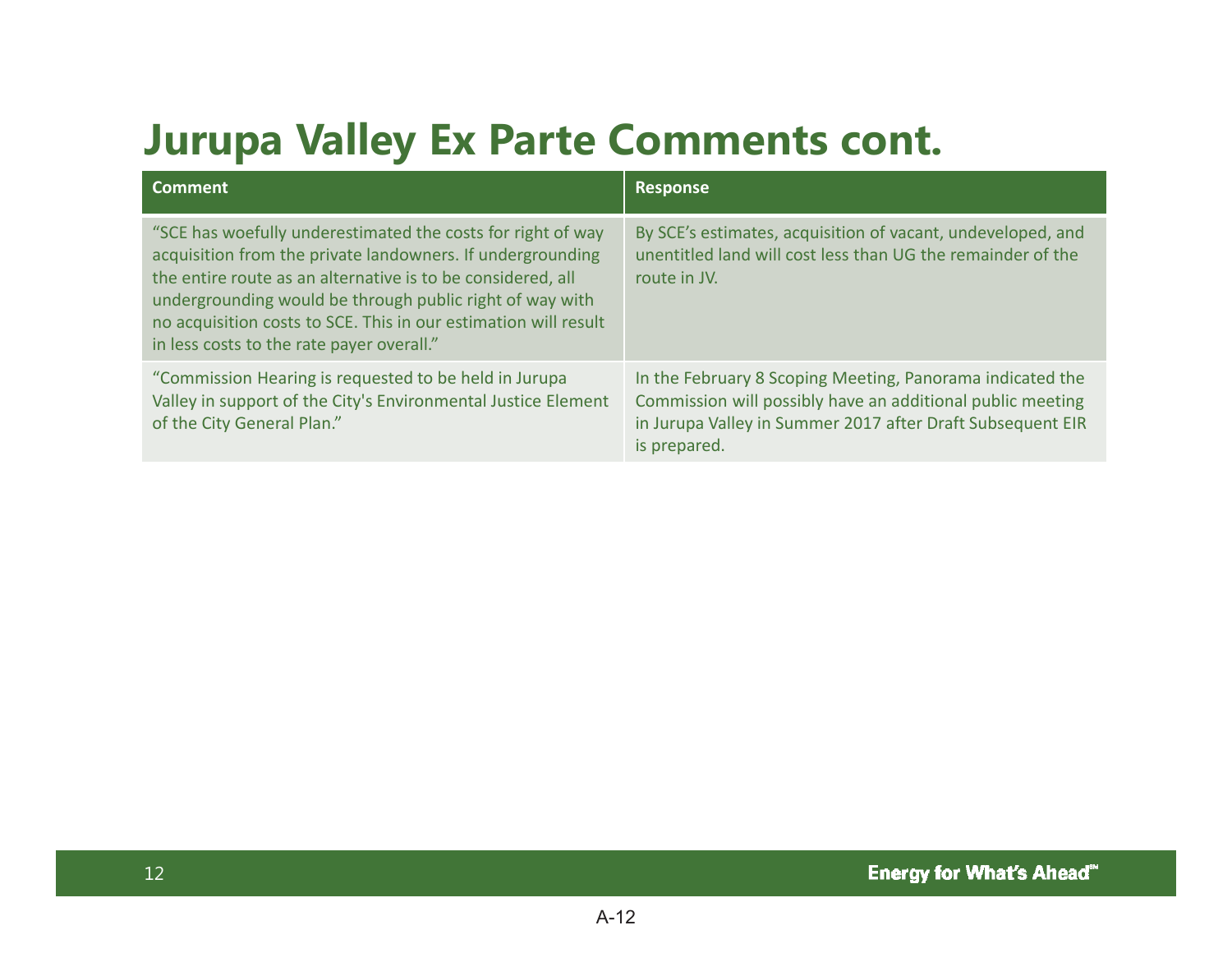# Jurupa Valley Ex Parte Comments cont.

| Comment | Response |
|---|---|
| "SCE has woefully underestimated the costs for right of way acquisition from the private landowners. If undergrounding the entire route as an alternative is to be considered, all undergrounding would be through public right of way with no acquisition costs to SCE. This in our estimation will result in less costs to the rate payer overall." | By SCE's estimates, acquisition of vacant, undeveloped, and unentitled land will cost less than UG the remainder of the route in JV. |
| "Commission Hearing is requested to be held in Jurupa Valley in support of the City's Environmental Justice Element of the City General Plan." | In the February 8 Scoping Meeting, Panorama indicated the Commission will possibly have an additional public meeting in Jurupa Valley in Summer 2017 after Draft Subsequent EIR is prepared. |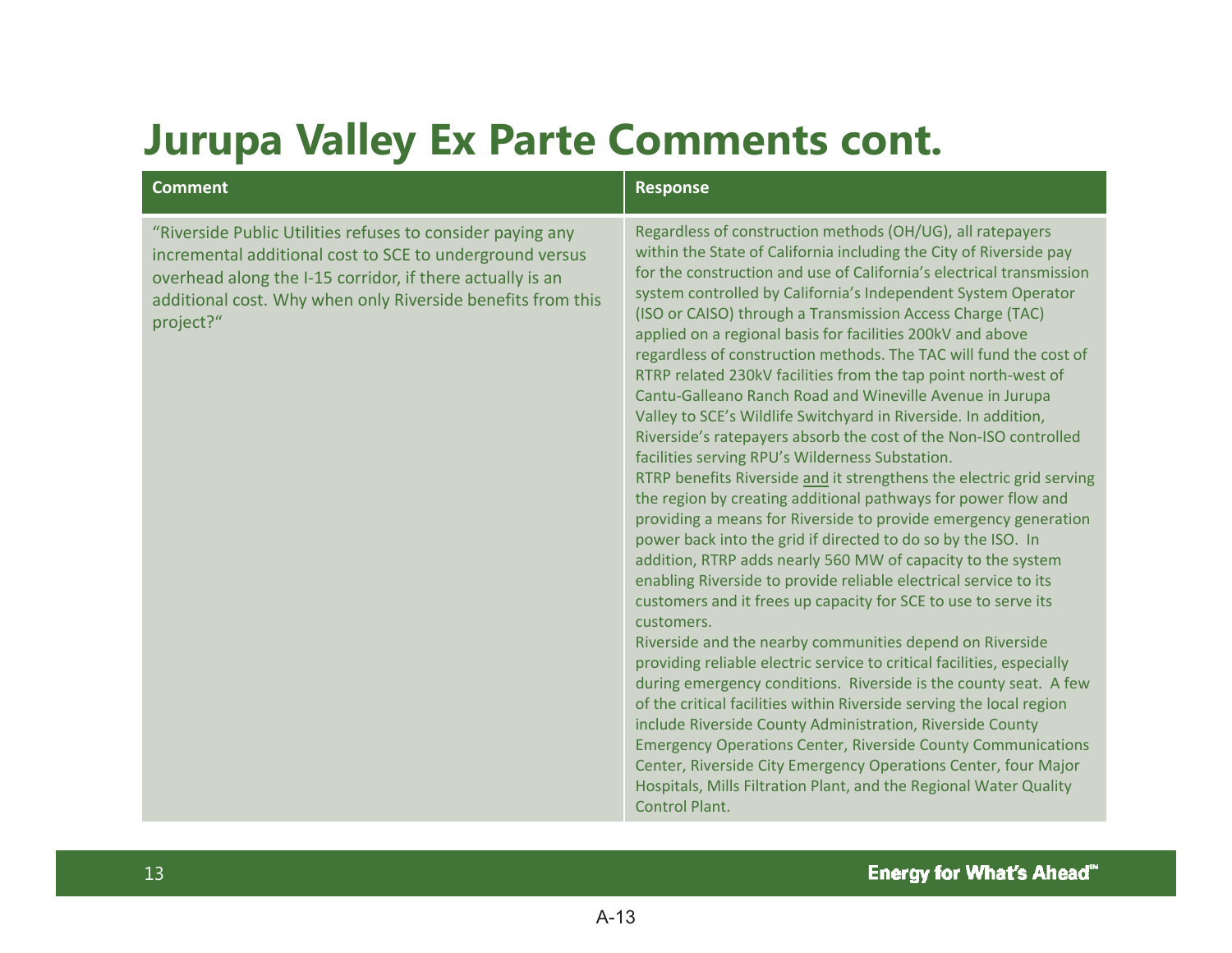# Jurupa Valley Ex Parte Comments cont.

| Comment | Response |
|---|---|
| "Riverside Public Utilities refuses to consider paying any incremental additional cost to SCE to underground versus overhead along the I-15 corridor, if there actually is an additional cost. Why when only Riverside benefits from this project?" | Regardless of construction methods (OH/UG), all ratepayers within the State of California including the City of Riverside pay for the construction and use of California's electrical transmission system controlled by California's Independent System Operator (ISO or CAISO) through a Transmission Access Charge (TAC) applied on a regional basis for facilities 200kV and above regardless of construction methods. The TAC will fund the cost of RTRP related 230kV facilities from the tap point north-west of Cantu-Galleano Ranch Road and Wineville Avenue in Jurupa Valley to SCE's Wildlife Switchyard in Riverside. In addition, Riverside's ratepayers absorb the cost of the Non-ISO controlled facilities serving RPU's Wilderness Substation.<br>RTRP benefits Riverside and it strengthens the electric grid serving the region by creating additional pathways for power flow and providing a means for Riverside to provide emergency generation power back into the grid if directed to do so by the ISO. In addition, RTRP adds nearly 560 MW of capacity to the system enabling Riverside to provide reliable electrical service to its customers and it frees up capacity for SCE to use to serve its customers.<br>Riverside and the nearby communities depend on Riverside providing reliable electric service to critical facilities, especially during emergency conditions. Riverside is the county seat. A few of the critical facilities within Riverside serving the local region include Riverside County Administration, Riverside County Emergency Operations Center, Riverside County Communications Center, Riverside City Emergency Operations Center, four Major Hospitals, Mills Filtration Plant, and the Regional Water Quality Control Plant. |

Energy for What's Ahead™

A-13